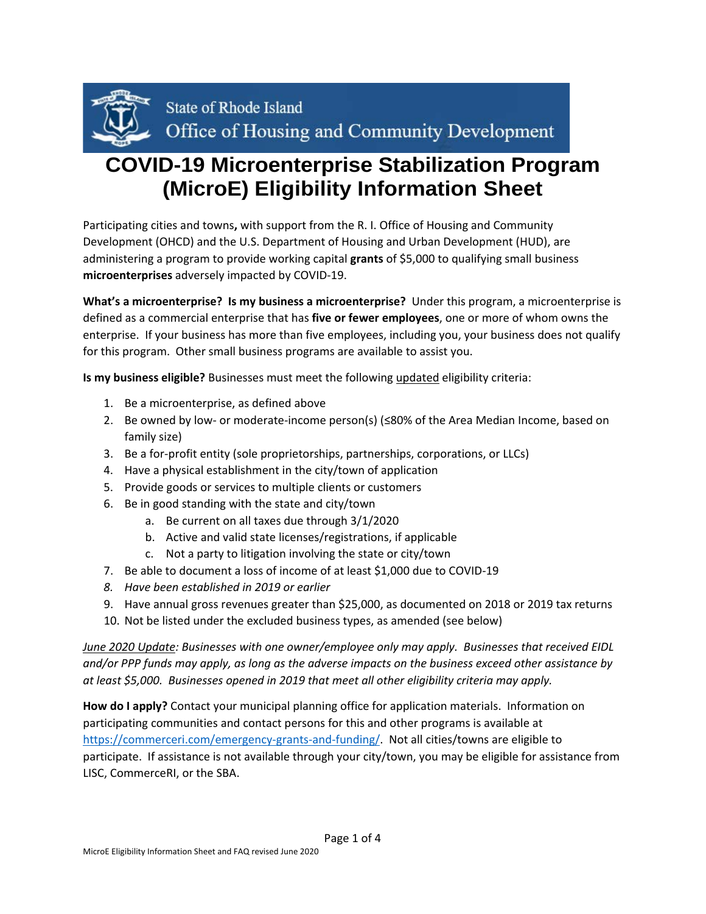State of Rhode Island
Office of Housing and Community Development

# COVID-19 Microenterprise Stabilization Program (MicroE) Eligibility Information Sheet

Participating cities and towns**,** with support from the R. I. Office of Housing and Community Development (OHCD) and the U.S. Department of Housing and Urban Development (HUD), are administering a program to provide working capital **grants** of $5,000 to qualifying small business **microenterprises** adversely impacted by COVID-19.

**What's a microenterprise? Is my business a microenterprise?** Under this program, a microenterprise is defined as a commercial enterprise that has **five or fewer employees**, one or more of whom owns the enterprise. If your business has more than five employees, including you, your business does not qualify for this program. Other small business programs are available to assist you.

**Is my business eligible?** Businesses must meet the following <u>updated</u> eligibility criteria:

1. Be a microenterprise, as defined above
2. Be owned by low- or moderate-income person(s) (≤80% of the Area Median Income, based on family size)
3. Be a for-profit entity (sole proprietorships, partnerships, corporations, or LLCs)
4. Have a physical establishment in the city/town of application
5. Provide goods or services to multiple clients or customers
6. Be in good standing with the state and city/town
   a. Be current on all taxes due through 3/1/2020
   b. Active and valid state licenses/registrations, if applicable
   c. Not a party to litigation involving the state or city/town
7. Be able to document a loss of income of at least $1,000 due to COVID-19
8. *Have been established in 2019 or earlier*
9. Have annual gross revenues greater than $25,000, as documented on 2018 or 2019 tax returns
10. Not be listed under the excluded business types, as amended (see below)

*<u>June 2020 Update</u>: Businesses with one owner/employee only may apply. Businesses that received EIDL and/or PPP funds may apply, as long as the adverse impacts on the business exceed other assistance by at least $5,000. Businesses opened in 2019 that meet all other eligibility criteria may apply.*

**How do I apply?** Contact your municipal planning office for application materials. Information on participating communities and contact persons for this and other programs is available at [https://commerceri.com/emergency-grants-and-funding/](https://commerceri.com/emergency-grants-and-funding/). Not all cities/towns are eligible to participate. If assistance is not available through your city/town, you may be eligible for assistance from LISC, CommerceRI, or the SBA.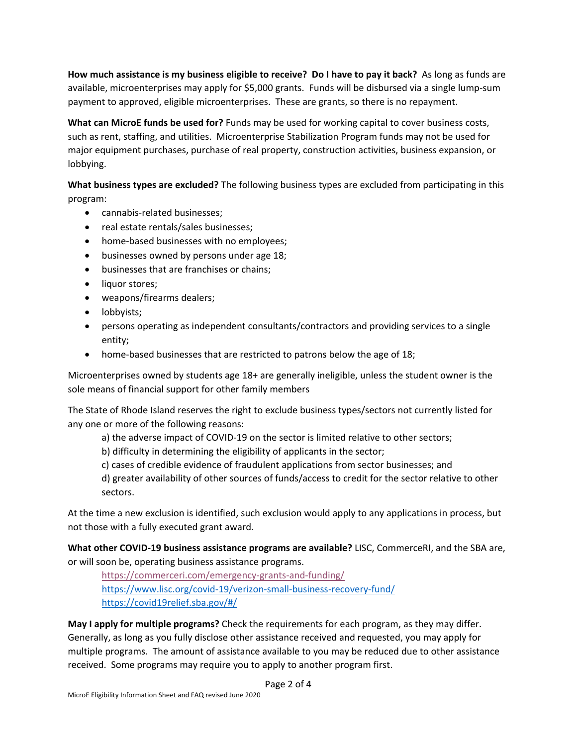**How much assistance is my business eligible to receive? Do I have to pay it back?** As long as funds are available, microenterprises may apply for $5,000 grants. Funds will be disbursed via a single lump-sum payment to approved, eligible microenterprises. These are grants, so there is no repayment.

**What can MicroE funds be used for?** Funds may be used for working capital to cover business costs, such as rent, staffing, and utilities. Microenterprise Stabilization Program funds may not be used for major equipment purchases, purchase of real property, construction activities, business expansion, or lobbying.

**What business types are excluded?** The following business types are excluded from participating in this program:

- cannabis-related businesses;
- real estate rentals/sales businesses;
- home-based businesses with no employees;
- businesses owned by persons under age 18;
- businesses that are franchises or chains;
- liquor stores;
- weapons/firearms dealers;
- lobbyists;
- persons operating as independent consultants/contractors and providing services to a single entity;
- home-based businesses that are restricted to patrons below the age of 18;

Microenterprises owned by students age 18+ are generally ineligible, unless the student owner is the sole means of financial support for other family members

The State of Rhode Island reserves the right to exclude business types/sectors not currently listed for any one or more of the following reasons:

a) the adverse impact of COVID-19 on the sector is limited relative to other sectors;
b) difficulty in determining the eligibility of applicants in the sector;
c) cases of credible evidence of fraudulent applications from sector businesses; and
d) greater availability of other sources of funds/access to credit for the sector relative to other sectors.

At the time a new exclusion is identified, such exclusion would apply to any applications in process, but not those with a fully executed grant award.

**What other COVID-19 business assistance programs are available?** LISC, CommerceRI, and the SBA are, or will soon be, operating business assistance programs.

https://commerceri.com/emergency-grants-and-funding/
https://www.lisc.org/covid-19/verizon-small-business-recovery-fund/
https://covid19relief.sba.gov/#/

**May I apply for multiple programs?** Check the requirements for each program, as they may differ. Generally, as long as you fully disclose other assistance received and requested, you may apply for multiple programs. The amount of assistance available to you may be reduced due to other assistance received. Some programs may require you to apply to another program first.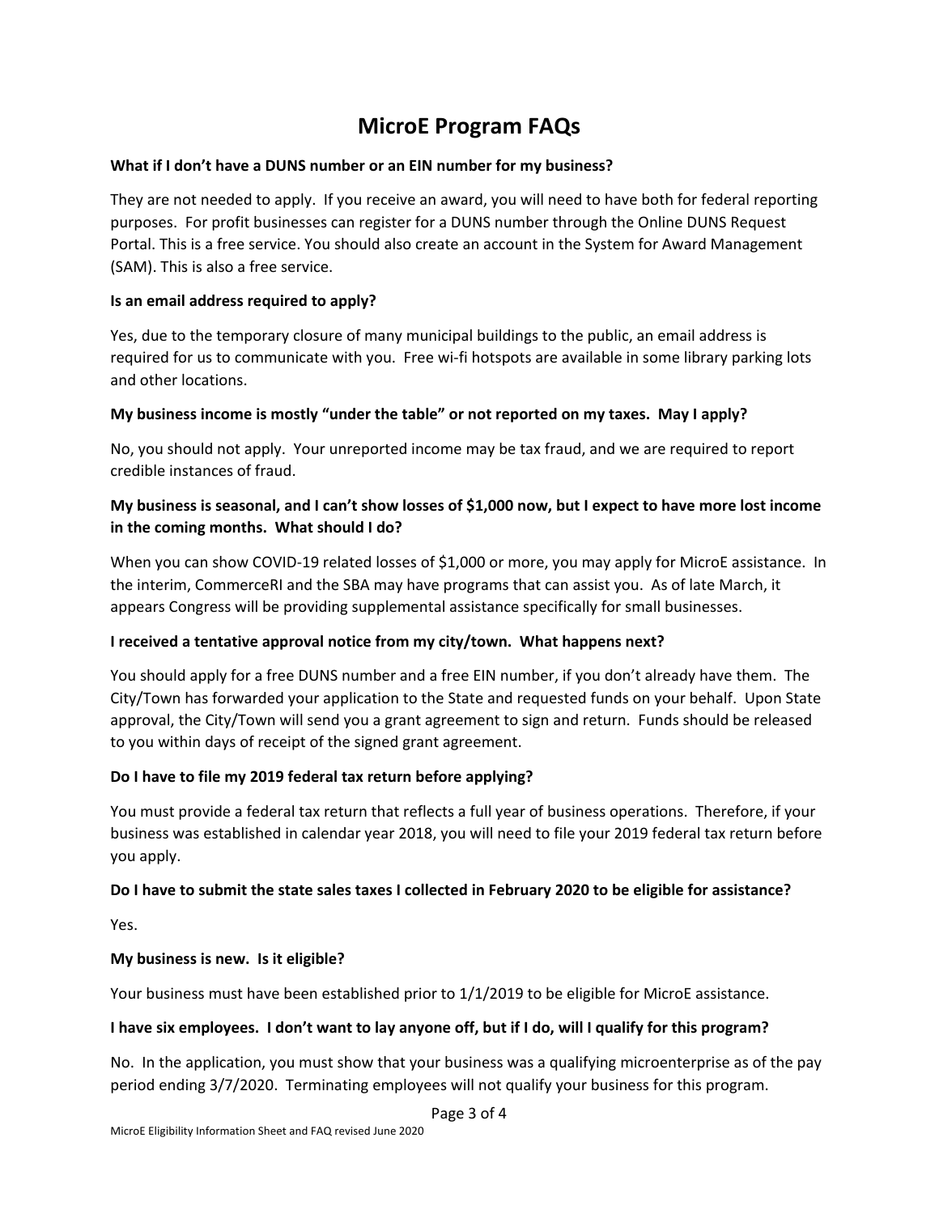# MicroE Program FAQs

**What if I don't have a DUNS number or an EIN number for my business?**

They are not needed to apply. If you receive an award, you will need to have both for federal reporting purposes. For profit businesses can register for a DUNS number through the Online DUNS Request Portal. This is a free service. You should also create an account in the System for Award Management (SAM). This is also a free service.

**Is an email address required to apply?**

Yes, due to the temporary closure of many municipal buildings to the public, an email address is required for us to communicate with you. Free wi-fi hotspots are available in some library parking lots and other locations.

**My business income is mostly "under the table" or not reported on my taxes. May I apply?**

No, you should not apply. Your unreported income may be tax fraud, and we are required to report credible instances of fraud.

**My business is seasonal, and I can't show losses of $1,000 now, but I expect to have more lost income in the coming months. What should I do?**

When you can show COVID-19 related losses of $1,000 or more, you may apply for MicroE assistance. In the interim, CommerceRI and the SBA may have programs that can assist you. As of late March, it appears Congress will be providing supplemental assistance specifically for small businesses.

**I received a tentative approval notice from my city/town. What happens next?**

You should apply for a free DUNS number and a free EIN number, if you don't already have them. The City/Town has forwarded your application to the State and requested funds on your behalf. Upon State approval, the City/Town will send you a grant agreement to sign and return. Funds should be released to you within days of receipt of the signed grant agreement.

**Do I have to file my 2019 federal tax return before applying?**

You must provide a federal tax return that reflects a full year of business operations. Therefore, if your business was established in calendar year 2018, you will need to file your 2019 federal tax return before you apply.

**Do I have to submit the state sales taxes I collected in February 2020 to be eligible for assistance?**

Yes.

**My business is new. Is it eligible?**

Your business must have been established prior to 1/1/2019 to be eligible for MicroE assistance.

**I have six employees. I don't want to lay anyone off, but if I do, will I qualify for this program?**

No. In the application, you must show that your business was a qualifying microenterprise as of the pay period ending 3/7/2020. Terminating employees will not qualify your business for this program.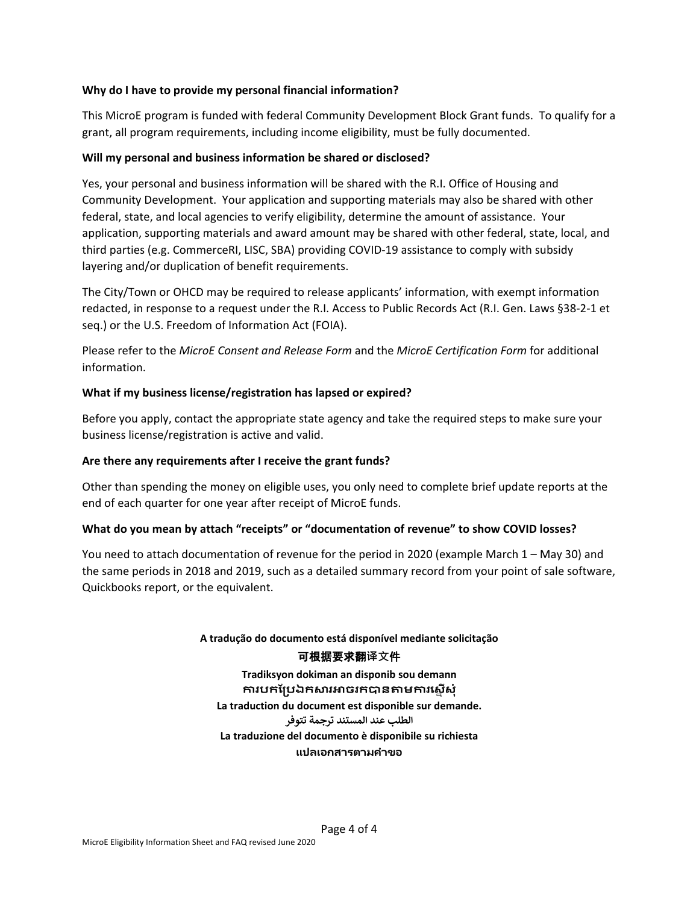**Why do I have to provide my personal financial information?**

This MicroE program is funded with federal Community Development Block Grant funds. To qualify for a grant, all program requirements, including income eligibility, must be fully documented.

**Will my personal and business information be shared or disclosed?**

Yes, your personal and business information will be shared with the R.I. Office of Housing and Community Development. Your application and supporting materials may also be shared with other federal, state, and local agencies to verify eligibility, determine the amount of assistance. Your application, supporting materials and award amount may be shared with other federal, state, local, and third parties (e.g. CommerceRI, LISC, SBA) providing COVID-19 assistance to comply with subsidy layering and/or duplication of benefit requirements.

The City/Town or OHCD may be required to release applicants' information, with exempt information redacted, in response to a request under the R.I. Access to Public Records Act (R.I. Gen. Laws §38-2-1 et seq.) or the U.S. Freedom of Information Act (FOIA).

Please refer to the *MicroE Consent and Release Form* and the *MicroE Certification Form* for additional information.

**What if my business license/registration has lapsed or expired?**

Before you apply, contact the appropriate state agency and take the required steps to make sure your business license/registration is active and valid.

**Are there any requirements after I receive the grant funds?**

Other than spending the money on eligible uses, you only need to complete brief update reports at the end of each quarter for one year after receipt of MicroE funds.

**What do you mean by attach "receipts" or "documentation of revenue" to show COVID losses?**

You need to attach documentation of revenue for the period in 2020 (example March 1 – May 30) and the same periods in 2018 and 2019, such as a detailed summary record from your point of sale software, Quickbooks report, or the equivalent.

**A tradução do documento está disponível mediante solicitação**

**可根据要求翻译文件**

**Tradiksyon dokiman an disponib sou demann**

**ការបកប្រែឯកសារអាចរកបានតាមការស្នើសុំ**

**La traduction du document est disponible sur demande.**

**الطلب عند المستند ترجمة تتوفر**

**La traduzione del documento è disponibile su richiesta**

**แปลเอกสารตามคำขอ**

MicroE Eligibility Information Sheet and FAQ revised June 2020